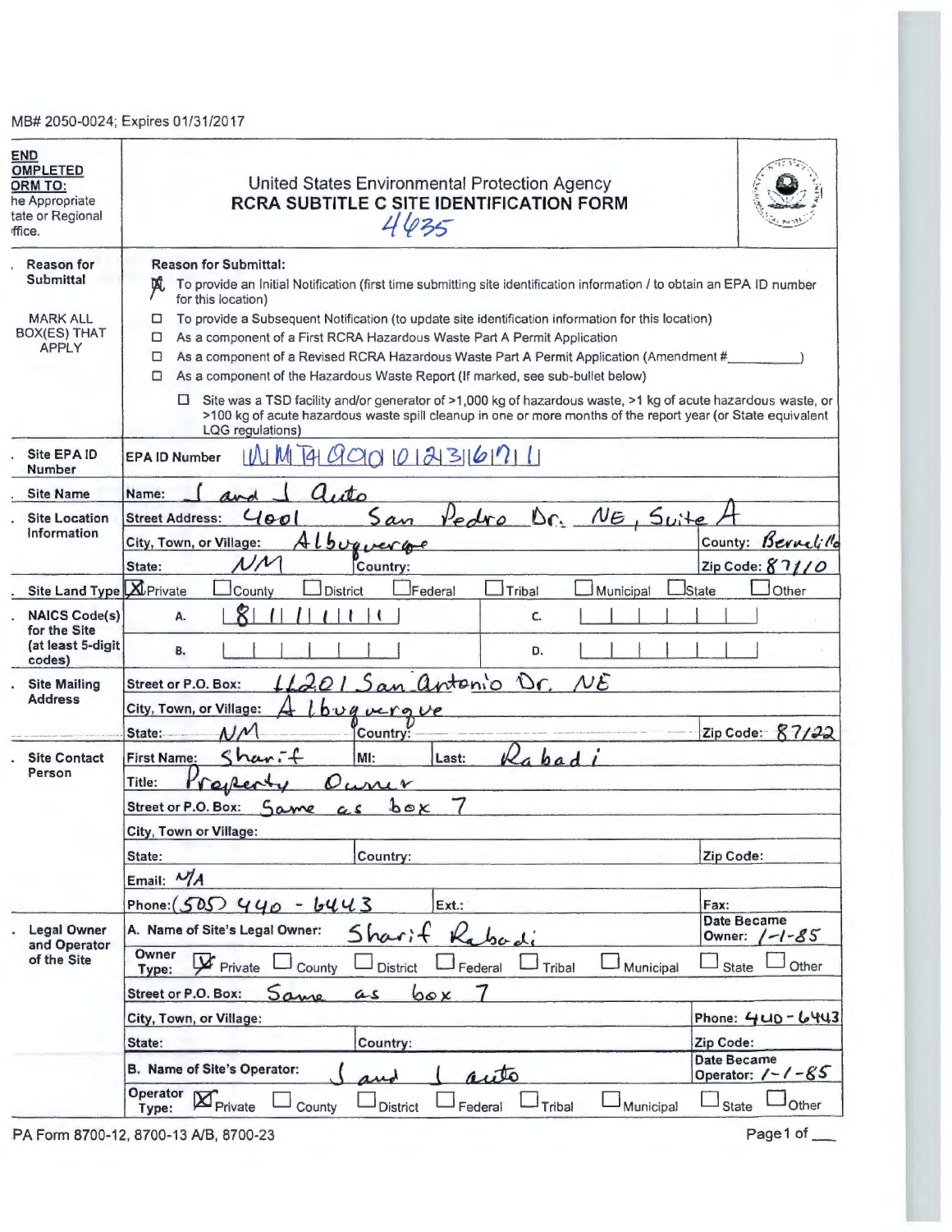MB# 2050-0024; Expires 01/31/2017

| END COMPLETED FORM TO: The Appropriate State or Regional Office. | United States Environmental Protection Agency **RCRA SUBTITLE C SITE IDENTIFICATION FORM** 4635 |
|---|---|

| | |
|---|---|
| 1. Reason for Submittal MARK ALL BOX(ES) THAT APPLY | **Reason for Submittal:** ☒ To provide an Initial Notification (first time submitting site identification information / to obtain an EPA ID number for this location) ☐ To provide a Subsequent Notification (to update site identification information for this location) ☐ As a component of a First RCRA Hazardous Waste Part A Permit Application ☐ As a component of a Revised RCRA Hazardous Waste Part A Permit Application (Amendment #________) ☐ As a component of the Hazardous Waste Report (If marked, see sub-bullet below) ☐ Site was a TSD facility and/or generator of >1,000 kg of hazardous waste, >1 kg of acute hazardous waste, or >100 kg of acute hazardous waste spill cleanup in one or more months of the report year (or State equivalent LQG regulations) |
| 2. Site EPA ID Number | EPA ID Number NMR000012361711 |
| 3. Site Name | Name: J and J auto |
| 4. Site Location Information | Street Address: 4601 San Pedro Dr. NE, Suite A; City, Town, or Village: Albuquerque; County: Bernalillo; State: NM; Country: ; Zip Code: 87110 |
| 5. Site Land Type | ☒ Private ☐ County ☐ District ☐ Federal ☐ Tribal ☐ Municipal ☐ State ☐ Other |
| 6. NAICS Code(s) for the Site (at least 5-digit codes) | A. 811111 B. C. D. |
| 7. Site Mailing Address | Street or P.O. Box: 11201 San Antonio Dr. NE; City, Town, or Village: Albuquerque; State: NM; Country: ; Zip Code: 87122 |
| 8. Site Contact Person | First Name: Sharif MI: Last: Rabadi; Title: Property Owner; Street or P.O. Box: Same as box 7; City, Town or Village: ; State: ; Country: ; Zip Code: ; Email: N/A; Phone: (505) 440-6443 Ext.: ; Fax: |
| 9. Legal Owner and Operator of the Site | A. Name of Site's Legal Owner: Sharif Rabadi; Date Became Owner: 1-1-85; Owner Type: ☒ Private ☐ County ☐ District ☐ Federal ☐ Tribal ☐ Municipal ☐ State ☐ Other; Street or P.O. Box: Same as box 7; City, Town, or Village: ; Phone: 440-6443; State: ; Country: ; Zip Code: |
| | B. Name of Site's Operator: J and J auto; Date Became Operator: 1-1-85; Operator Type: ☒ Private ☐ County ☐ District ☐ Federal ☐ Tribal ☐ Municipal ☐ State ☐ Other |

EPA Form 8700-12, 8700-13 A/B, 8700-23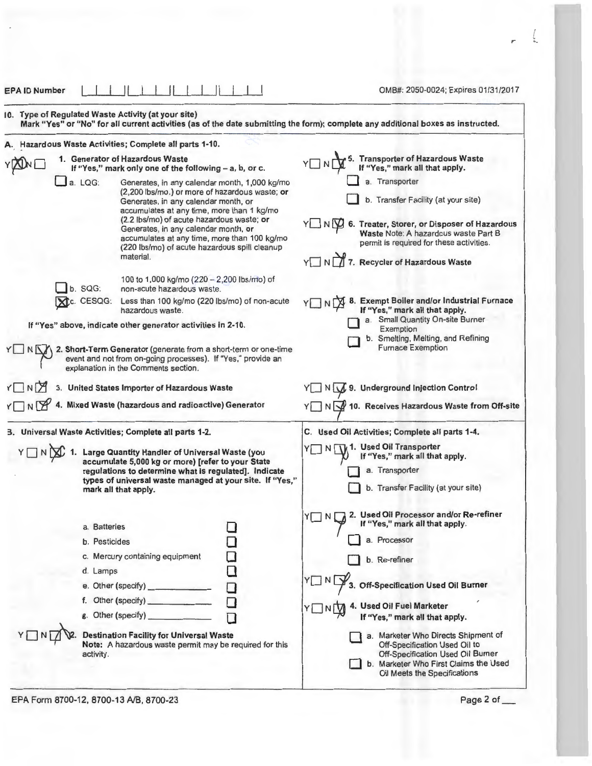EPA ID Number

OMB#: 2050-0024; Expires 01/31/2017

## 10. Type of Regulated Waste Activity (at your site)

**Mark "Yes" or "No" for all current activities (as of the date submitting the form); complete any additional boxes as instructed.**

### A. Hazardous Waste Activities; Complete all parts 1-10.

Y [X] N [ ] **1. Generator of Hazardous Waste**
**If "Yes," mark only one of the following – a, b, or c.**

- [ ] a. LQG: Generates, in any calendar month, 1,000 kg/mo (2,200 lbs/mo.) or more of hazardous waste; **or** Generates, in any calendar month, or accumulates at any time, more than 1 kg/mo (2.2 lbs/mo) of acute hazardous waste; **or** Generates, in any calendar month, or accumulates at any time, more than 100 kg/mo (220 lbs/mo) of acute hazardous spill cleanup material.
- [ ] b. SQG: 100 to 1,000 kg/mo (220 – 2,200 lbs/mo) of non-acute hazardous waste.
- [X] c. CESQG: Less than 100 kg/mo (220 lbs/mo) of non-acute hazardous waste.

**If "Yes" above, indicate other generator activities in 2-10.**

Y [ ] N [X] **2. Short-Term Generator** (generate from a short-term or one-time event and not from on-going processes). If "Yes," provide an explanation in the Comments section.

Y [ ] N [X] **3. United States Importer of Hazardous Waste**

Y [ ] N [X] **4. Mixed Waste (hazardous and radioactive) Generator**

Y [ ] N [X] **5. Transporter of Hazardous Waste**
**If "Yes," mark all that apply.**

- [ ] a. Transporter
- [ ] b. Transfer Facility (at your site)

Y [ ] N [X] **6. Treater, Storer, or Disposer of Hazardous Waste** Note: A hazardous waste Part B permit is required for these activities.

Y [ ] N [X] **7. Recycler of Hazardous Waste**

Y [ ] N [X] **8. Exempt Boiler and/or Industrial Furnace**
**If "Yes," mark all that apply.**

- [ ] a. Small Quantity On-site Burner Exemption
- [ ] b. Smelting, Melting, and Refining Furnace Exemption

Y [ ] N [X] **9. Underground Injection Control**

Y [ ] N [X] **10. Receives Hazardous Waste from Off-site**

### B. Universal Waste Activities; Complete all parts 1-2.

Y [ ] N [X] **1. Large Quantity Handler of Universal Waste (you accumulate 5,000 kg or more) [refer to your State regulations to determine what is regulated]. Indicate types of universal waste managed at your site. If "Yes," mark all that apply.**

- [ ] a. Batteries
- [ ] b. Pesticides
- [ ] c. Mercury containing equipment
- [ ] d. Lamps
- [ ] e. Other (specify) ____________
- [ ] f. Other (specify) ____________
- [ ] g. Other (specify) ____________

Y [ ] N [X] **2. Destination Facility for Universal Waste**
**Note:** A hazardous waste permit may be required for this activity.

### C. Used Oil Activities; Complete all parts 1-4.

Y [ ] N [X] **1. Used Oil Transporter**
**If "Yes," mark all that apply.**

- [ ] a. Transporter
- [ ] b. Transfer Facility (at your site)

Y [ ] N [X] **2. Used Oil Processor and/or Re-refiner**
**If "Yes," mark all that apply.**

- [ ] a. Processor
- [ ] b. Re-refiner

Y [ ] N [X] **3. Off-Specification Used Oil Burner**

Y [ ] N [X] **4. Used Oil Fuel Marketer**
**If "Yes," mark all that apply.**

- [ ] a. Marketer Who Directs Shipment of Off-Specification Used Oil to Off-Specification Used Oil Burner
- [ ] b. Marketer Who First Claims the Used Oil Meets the Specifications

EPA Form 8700-12, 8700-13 A/B, 8700-23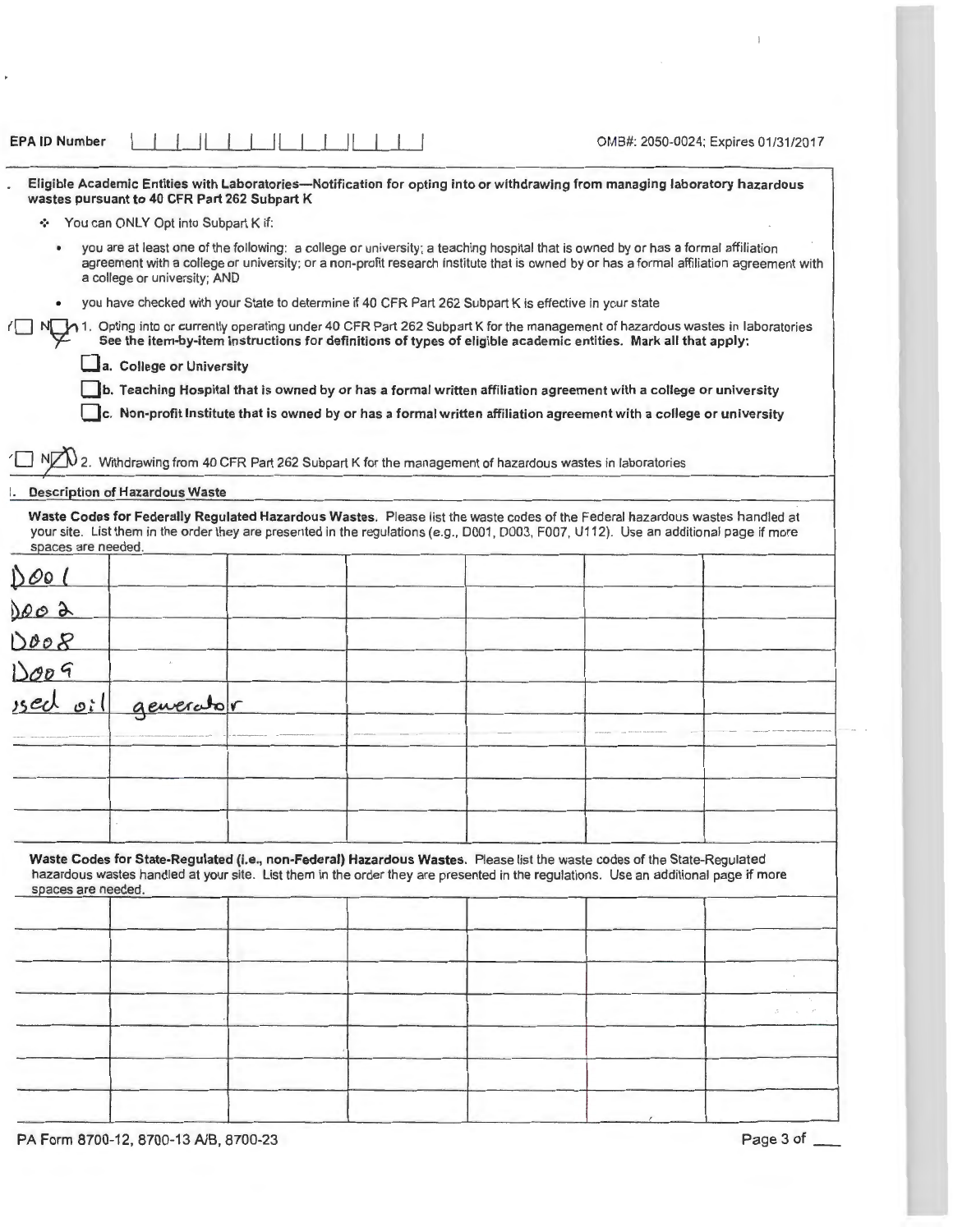EPA ID Number

OMB#: 2050-0024; Expires 01/31/2017

**Eligible Academic Entities with Laboratories—Notification for opting into or withdrawing from managing laboratory hazardous wastes pursuant to 40 CFR Part 262 Subpart K**

- You can ONLY Opt into Subpart K if:
  - you are at least one of the following: a college or university; a teaching hospital that is owned by or has a formal affiliation agreement with a college or university; or a non-profit research institute that is owned by or has a formal affiliation agreement with a college or university; AND
  - you have checked with your State to determine if 40 CFR Part 262 Subpart K is effective in your state

☐ Y ☑ N 1. Opting into or currently operating under 40 CFR Part 262 Subpart K for the management of hazardous wastes in laboratories
**See the item-by-item instructions for definitions of types of eligible academic entities. Mark all that apply:**

☐ **a. College or University**

☐ **b. Teaching Hospital that is owned by or has a formal written affiliation agreement with a college or university**

☐ **c. Non-profit Institute that is owned by or has a formal written affiliation agreement with a college or university**

☐ Y ☑ N 2. Withdrawing from 40 CFR Part 262 Subpart K for the management of hazardous wastes in laboratories

**Description of Hazardous Waste**

**Waste Codes for Federally Regulated Hazardous Wastes.** Please list the waste codes of the Federal hazardous wastes handled at your site. List them in the order they are presented in the regulations (e.g., D001, D003, F007, U112). Use an additional page if more spaces are needed.

| | | | | | | |
|---|---|---|---|---|---|---|
| D001 | | | | | | |
| D002 | | | | | | |
| D008 | | | | | | |
| D009 | | | | | | |
| used oil | generator | | | | | |
| | | | | | | |
| | | | | | | |
| | | | | | | |

**Waste Codes for State-Regulated (i.e., non-Federal) Hazardous Wastes.** Please list the waste codes of the State-Regulated hazardous wastes handled at your site. List them in the order they are presented in the regulations. Use an additional page if more spaces are needed.

| | | | | | | |
|---|---|---|---|---|---|---|
| | | | | | | |
| | | | | | | |
| | | | | | | |
| | | | | | | |
| | | | | | | |
| | | | | | | |

EPA Form 8700-12, 8700-13 A/B, 8700-23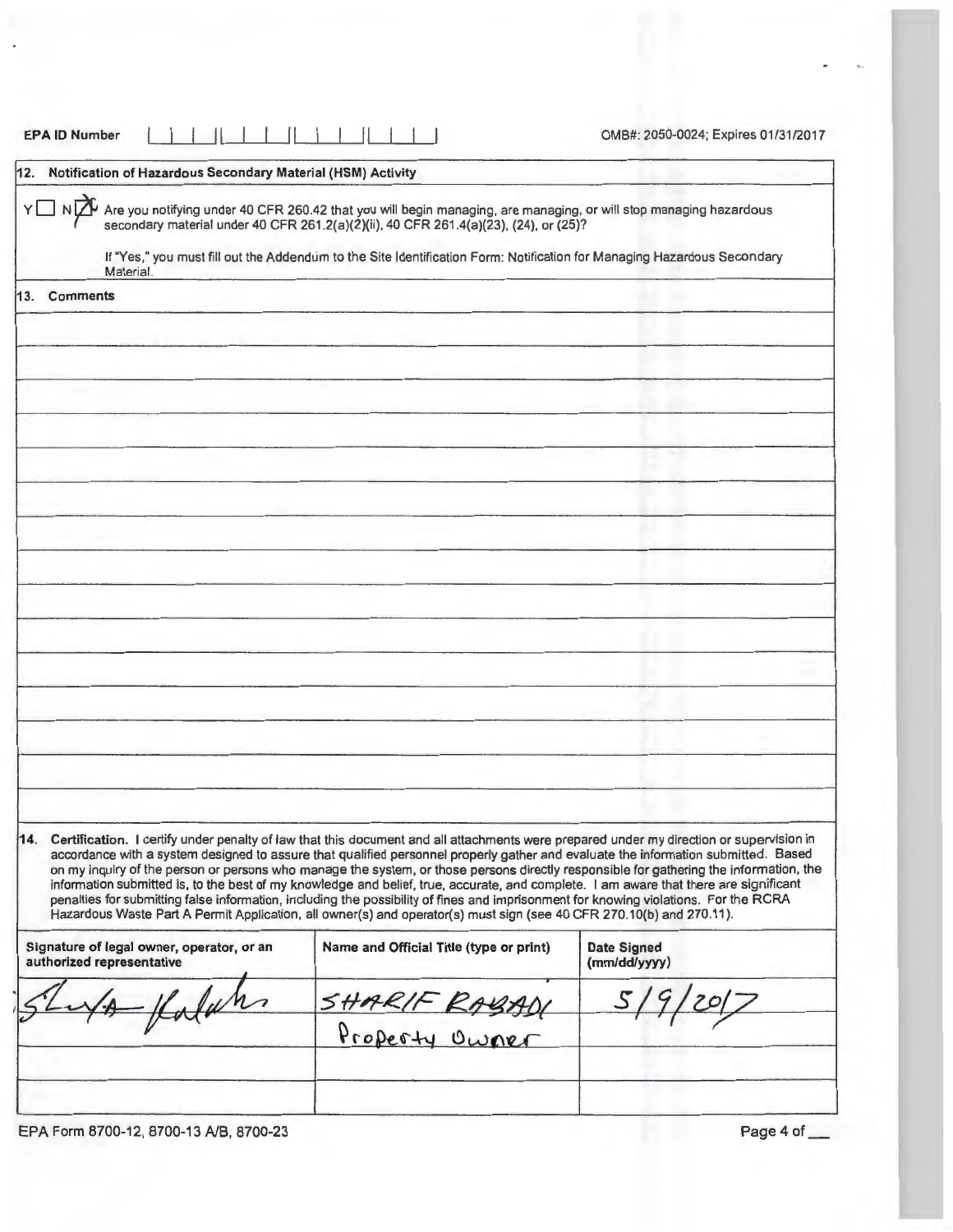EPA ID Number | | | | | | | | | | | | | |

OMB#: 2050-0024; Expires 01/31/2017

## 12. Notification of Hazardous Secondary Material (HSM) Activity

Y ☐ N ☒ Are you notifying under 40 CFR 260.42 that you will begin managing, are managing, or will stop managing hazardous secondary material under 40 CFR 261.2(a)(2)(ii), 40 CFR 261.4(a)(23), (24), or (25)?

If "Yes," you must fill out the Addendum to the Site Identification Form: Notification for Managing Hazardous Secondary Material.

## 13. Comments

## 14. Certification.

I certify under penalty of law that this document and all attachments were prepared under my direction or supervision in accordance with a system designed to assure that qualified personnel properly gather and evaluate the information submitted. Based on my inquiry of the person or persons who manage the system, or those persons directly responsible for gathering the information, the information submitted is, to the best of my knowledge and belief, true, accurate, and complete. I am aware that there are significant penalties for submitting false information, including the possibility of fines and imprisonment for knowing violations. For the RCRA Hazardous Waste Part A Permit Application, all owner(s) and operator(s) must sign (see 40 CFR 270.10(b) and 270.11).

| Signature of legal owner, operator, or an authorized representative | Name and Official Title (type or print) | Date Signed (mm/dd/yyyy) |
|---|---|---|
| [signature] | SHARIF RABADI<br>Property Owner | 5/9/2017 |
| | | |
| | | |

EPA Form 8700-12, 8700-13 A/B, 8700-23